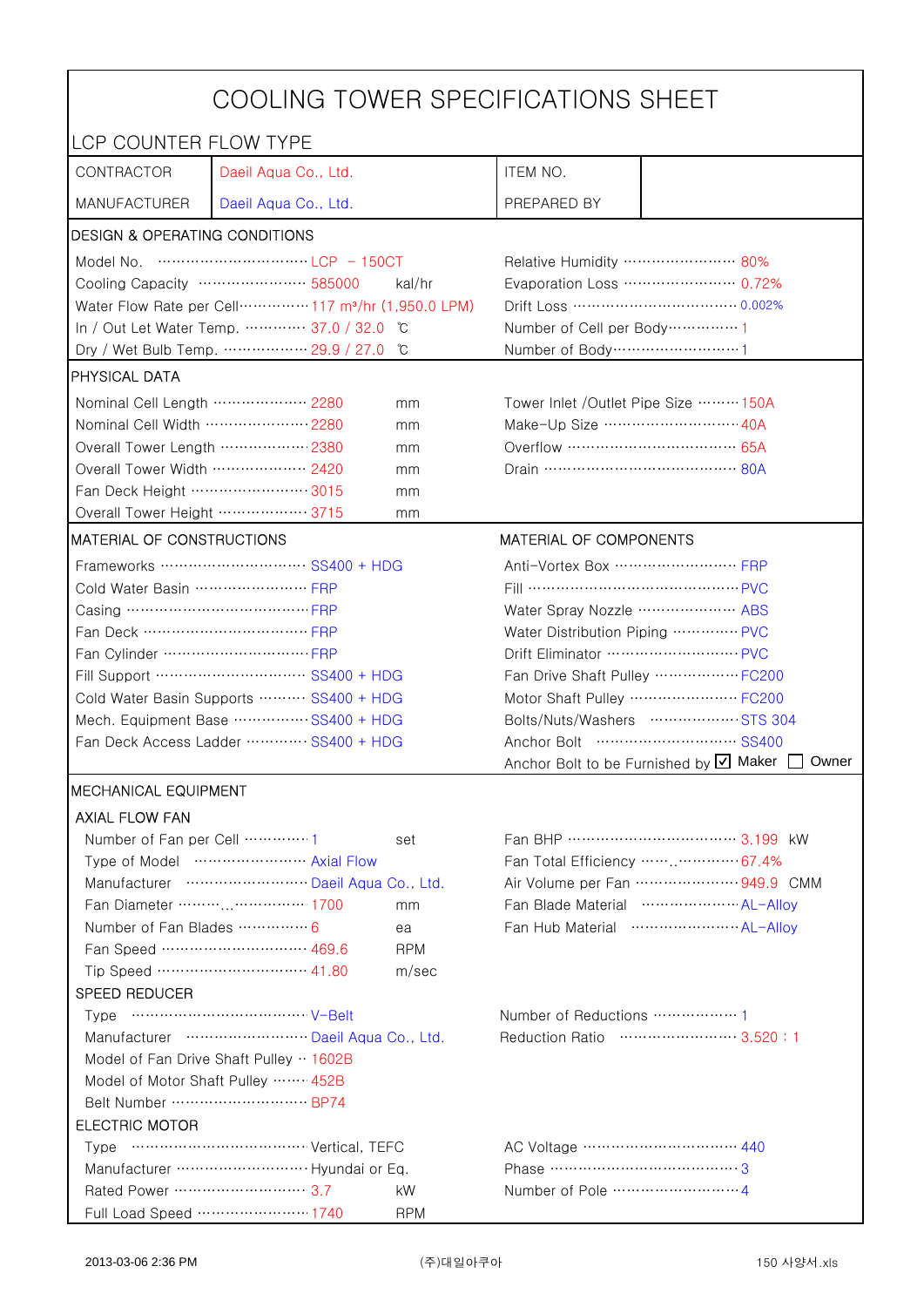# COOLING TOWER SPECIFICATIONS SHEET

## LCP COUNTER FLOW TYPE

| | | | |
|---|---|---|---|
| CONTRACTOR | Daeil Aqua Co., Ltd. | ITEM NO. | |
| MANUFACTURER | Daeil Aqua Co., Ltd. | PREPARED BY | |

### DESIGN & OPERATING CONDITIONS

| | | |
|---|---|---|
| Model No. | LCP - 150CT | |
| Cooling Capacity | 585000 | kal/hr |
| Water Flow Rate per Cell | 117 m³/hr (1,950.0 LPM) | |
| In / Out Let Water Temp. | 37.0 / 32.0 | ℃ |
| Dry / Wet Bulb Temp. | 29.9 / 27.0 | ℃ |

| | |
|---|---|
| Relative Humidity | 80% |
| Evaporation Loss | 0.72% |
| Drift Loss | 0.002% |
| Number of Cell per Body | 1 |
| Number of Body | 1 |

### PHYSICAL DATA

| | | |
|---|---|---|
| Nominal Cell Length | 2280 | mm |
| Nominal Cell Width | 2280 | mm |
| Overall Tower Length | 2380 | mm |
| Overall Tower Width | 2420 | mm |
| Fan Deck Height | 3015 | mm |
| Overall Tower Height | 3715 | mm |

| | |
|---|---|
| Tower Inlet /Outlet Pipe Size | 150A |
| Make-Up Size | 40A |
| Overflow | 65A |
| Drain | 80A |

### MATERIAL OF CONSTRUCTIONS

| | |
|---|---|
| Frameworks | SS400 + HDG |
| Cold Water Basin | FRP |
| Casing | FRP |
| Fan Deck | FRP |
| Fan Cylinder | FRP |
| Fill Support | SS400 + HDG |
| Cold Water Basin Supports | SS400 + HDG |
| Mech. Equipment Base | SS400 + HDG |
| Fan Deck Access Ladder | SS400 + HDG |

### MATERIAL OF COMPONENTS

| | |
|---|---|
| Anti-Vortex Box | FRP |
| Fill | PVC |
| Water Spray Nozzle | ABS |
| Water Distribution Piping | PVC |
| Drift Eliminator | PVC |
| Fan Drive Shaft Pulley | FC200 |
| Motor Shaft Pulley | FC200 |
| Bolts/Nuts/Washers | STS 304 |
| Anchor Bolt | SS400 |
| Anchor Bolt to be Furnished by | ☑ Maker ☐ Owner |

### MECHANICAL EQUIPMENT

#### AXIAL FLOW FAN

| | | |
|---|---|---|
| Number of Fan per Cell | 1 | set |
| Type of Model | Axial Flow | |
| Manufacturer | Daeil Aqua Co., Ltd. | |
| Fan Diameter | 1700 | mm |
| Number of Fan Blades | 6 | ea |
| Fan Speed | 469.6 | RPM |
| Tip Speed | 41.80 | m/sec |

| | | |
|---|---|---|
| Fan BHP | 3.199 | kW |
| Fan Total Efficiency | 67.4% | |
| Air Volume per Fan | 949.9 | CMM |
| Fan Blade Material | AL-Alloy | |
| Fan Hub Material | AL-Alloy | |

#### SPEED REDUCER

| | |
|---|---|
| Type | V-Belt |
| Manufacturer | Daeil Aqua Co., Ltd. |
| Model of Fan Drive Shaft Pulley | 1602B |
| Model of Motor Shaft Pulley | 452B |
| Belt Number | BP74 |

| | |
|---|---|
| Number of Reductions | 1 |
| Reduction Ratio | 3.520 : 1 |

#### ELECTRIC MOTOR

| | | |
|---|---|---|
| Type | Vertical, TEFC | |
| Manufacturer | Hyundai or Eq. | |
| Rated Power | 3.7 | kW |
| Full Load Speed | 1740 | RPM |

| | |
|---|---|
| AC Voltage | 440 |
| Phase | 3 |
| Number of Pole | 4 |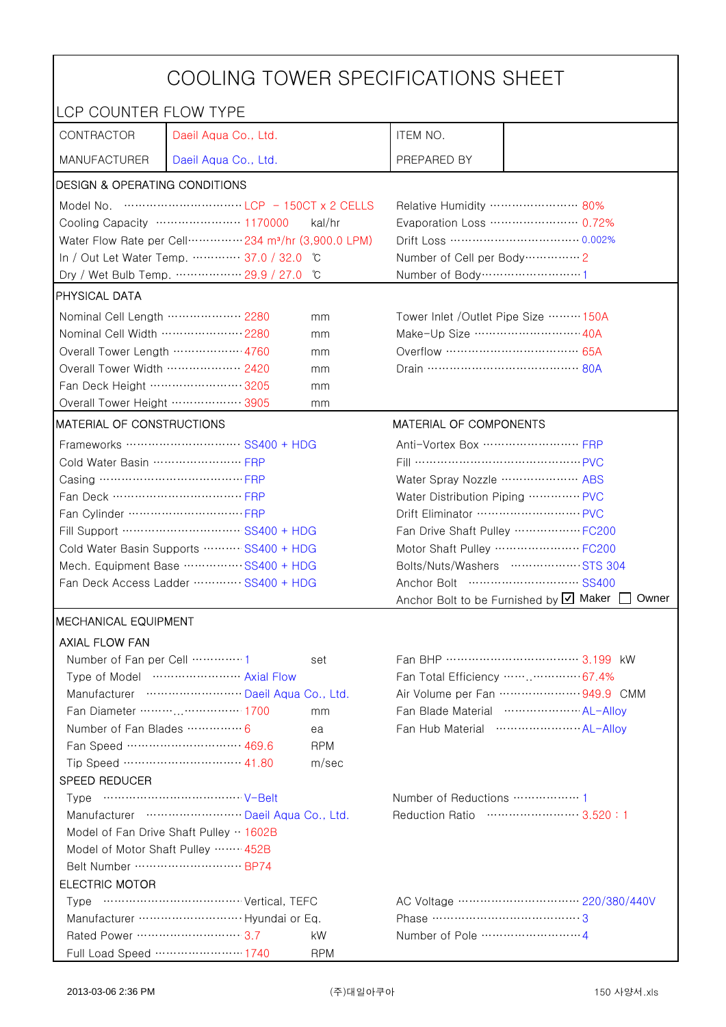# COOLING TOWER SPECIFICATIONS SHEET

## LCP COUNTER FLOW TYPE

| CONTRACTOR | Daeil Aqua Co., Ltd. | ITEM NO. | |
|---|---|---|---|
| MANUFACTURER | Daeil Aqua Co., Ltd. | PREPARED BY | |

### DESIGN & OPERATING CONDITIONS

| | | | | |
|---|---|---|---|---|
| Model No. | LCP – 150CT x 2 CELLS | | Relative Humidity | 80% |
| Cooling Capacity | 1170000 | kal/hr | Evaporation Loss | 0.72% |
| Water Flow Rate per Cell | 234 m³/hr (3,900.0 LPM) | | Drift Loss | 0.002% |
| In / Out Let Water Temp. | 37.0 / 32.0 | ℃ | Number of Cell per Body | 2 |
| Dry / Wet Bulb Temp. | 29.9 / 27.0 | ℃ | Number of Body | 1 |

### PHYSICAL DATA

| | | | | |
|---|---|---|---|---|
| Nominal Cell Length | 2280 | mm | Tower Inlet /Outlet Pipe Size | 150A |
| Nominal Cell Width | 2280 | mm | Make-Up Size | 40A |
| Overall Tower Length | 4760 | mm | Overflow | 65A |
| Overall Tower Width | 2420 | mm | Drain | 80A |
| Fan Deck Height | 3205 | mm | | |
| Overall Tower Height | 3905 | mm | | |

### MATERIAL OF CONSTRUCTIONS / MATERIAL OF COMPONENTS

| MATERIAL OF CONSTRUCTIONS | | MATERIAL OF COMPONENTS | |
|---|---|---|---|
| Frameworks | SS400 + HDG | Anti-Vortex Box | FRP |
| Cold Water Basin | FRP | Fill | PVC |
| Casing | FRP | Water Spray Nozzle | ABS |
| Fan Deck | FRP | Water Distribution Piping | PVC |
| Fan Cylinder | FRP | Drift Eliminator | PVC |
| Fill Support | SS400 + HDG | Fan Drive Shaft Pulley | FC200 |
| Cold Water Basin Supports | SS400 + HDG | Motor Shaft Pulley | FC200 |
| Mech. Equipment Base | SS400 + HDG | Bolts/Nuts/Washers | STS 304 |
| Fan Deck Access Ladder | SS400 + HDG | Anchor Bolt | SS400 |
| | | Anchor Bolt to be Furnished by | ☑ Maker ☐ Owner |

### MECHANICAL EQUIPMENT

#### AXIAL FLOW FAN

| | | | | |
|---|---|---|---|---|
| Number of Fan per Cell | 1 | set | Fan BHP | 3.199 kW |
| Type of Model | Axial Flow | | Fan Total Efficiency | 67.4% |
| Manufacturer | Daeil Aqua Co., Ltd. | | Air Volume per Fan | 949.9 CMM |
| Fan Diameter | 1700 | mm | Fan Blade Material | AL-Alloy |
| Number of Fan Blades | 6 | ea | Fan Hub Material | AL-Alloy |
| Fan Speed | 469.6 | RPM | | |
| Tip Speed | 41.80 | m/sec | | |

#### SPEED REDUCER

| | | | |
|---|---|---|---|
| Type | V-Belt | Number of Reductions | 1 |
| Manufacturer | Daeil Aqua Co., Ltd. | Reduction Ratio | 3.520 : 1 |
| Model of Fan Drive Shaft Pulley | 1602B | | |
| Model of Motor Shaft Pulley | 452B | | |
| Belt Number | BP74 | | |

#### ELECTRIC MOTOR

| | | | | |
|---|---|---|---|---|
| Type | Vertical, TEFC | | AC Voltage | 220/380/440V |
| Manufacturer | Hyundai or Eq. | | Phase | 3 |
| Rated Power | 3.7 | kW | Number of Pole | 4 |
| Full Load Speed | 1740 | RPM | | |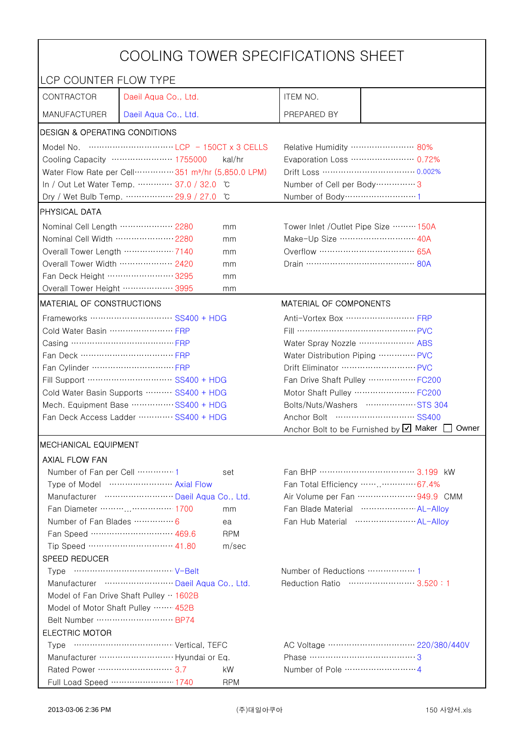# COOLING TOWER SPECIFICATIONS SHEET

## LCP COUNTER FLOW TYPE

| | | | |
|---|---|---|---|
| CONTRACTOR | Daeil Aqua Co., Ltd. | ITEM NO. | |
| MANUFACTURER | Daeil Aqua Co., Ltd. | PREPARED BY | |

### DESIGN & OPERATING CONDITIONS

| | | | |
|---|---|---|---|
| Model No. | LCP – 150CT x 3 CELLS | Relative Humidity | 80% |
| Cooling Capacity | 1755000 kal/hr | Evaporation Loss | 0.72% |
| Water Flow Rate per Cell | 351 m³/hr (5,850.0 LPM) | Drift Loss | 0.002% |
| In / Out Let Water Temp. | 37.0 / 32.0 ℃ | Number of Cell per Body | 3 |
| Dry / Wet Bulb Temp. | 29.9 / 27.0 ℃ | Number of Body | 1 |

### PHYSICAL DATA

| | | | |
|---|---|---|---|
| Nominal Cell Length | 2280 mm | Tower Inlet /Outlet Pipe Size | 150A |
| Nominal Cell Width | 2280 mm | Make-Up Size | 40A |
| Overall Tower Length | 7140 mm | Overflow | 65A |
| Overall Tower Width | 2420 mm | Drain | 80A |
| Fan Deck Height | 3295 mm | | |
| Overall Tower Height | 3995 mm | | |

### MATERIAL OF CONSTRUCTIONS / MATERIAL OF COMPONENTS

| MATERIAL OF CONSTRUCTIONS | | MATERIAL OF COMPONENTS | |
|---|---|---|---|
| Frameworks | SS400 + HDG | Anti-Vortex Box | FRP |
| Cold Water Basin | FRP | Fill | PVC |
| Casing | FRP | Water Spray Nozzle | ABS |
| Fan Deck | FRP | Water Distribution Piping | PVC |
| Fan Cylinder | FRP | Drift Eliminator | PVC |
| Fill Support | SS400 + HDG | Fan Drive Shaft Pulley | FC200 |
| Cold Water Basin Supports | SS400 + HDG | Motor Shaft Pulley | FC200 |
| Mech. Equipment Base | SS400 + HDG | Bolts/Nuts/Washers | STS 304 |
| Fan Deck Access Ladder | SS400 + HDG | Anchor Bolt | SS400 |
| | | Anchor Bolt to be Furnished by | ☑ Maker ☐ Owner |

### MECHANICAL EQUIPMENT

#### AXIAL FLOW FAN

| | | | |
|---|---|---|---|
| Number of Fan per Cell | 1 set | Fan BHP | 3.199 kW |
| Type of Model | Axial Flow | Fan Total Efficiency | 67.4% |
| Manufacturer | Daeil Aqua Co., Ltd. | Air Volume per Fan | 949.9 CMM |
| Fan Diameter | 1700 mm | Fan Blade Material | AL-Alloy |
| Number of Fan Blades | 6 ea | Fan Hub Material | AL-Alloy |
| Fan Speed | 469.6 RPM | | |
| Tip Speed | 41.80 m/sec | | |

#### SPEED REDUCER

| | | | |
|---|---|---|---|
| Type | V-Belt | Number of Reductions | 1 |
| Manufacturer | Daeil Aqua Co., Ltd. | Reduction Ratio | 3.520 : 1 |
| Model of Fan Drive Shaft Pulley | 1602B | | |
| Model of Motor Shaft Pulley | 452B | | |
| Belt Number | BP74 | | |

#### ELECTRIC MOTOR

| | | | |
|---|---|---|---|
| Type | Vertical, TEFC | AC Voltage | 220/380/440V |
| Manufacturer | Hyundai or Eq. | Phase | 3 |
| Rated Power | 3.7 kW | Number of Pole | 4 |
| Full Load Speed | 1740 RPM | | |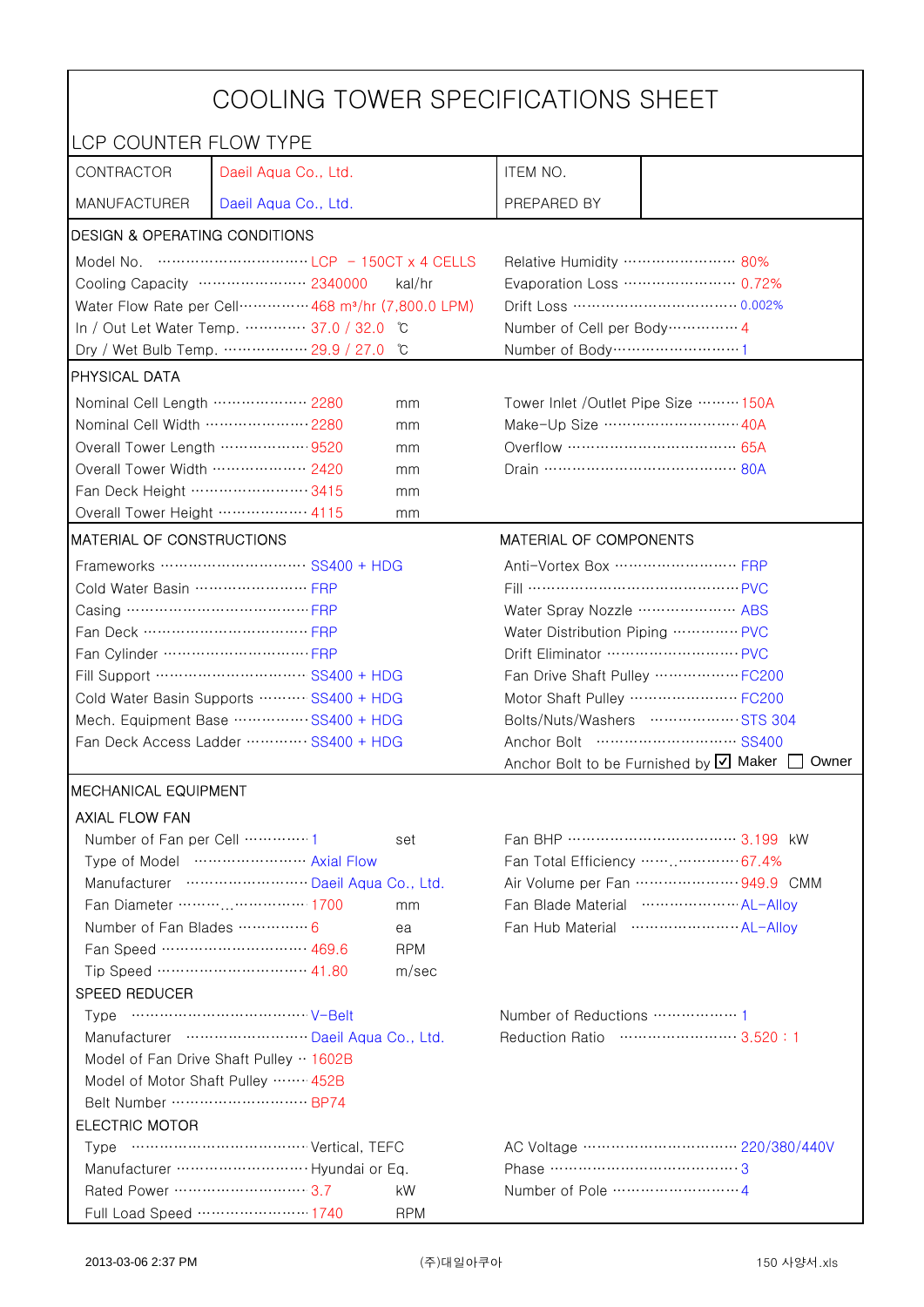# COOLING TOWER SPECIFICATIONS SHEET

## LCP COUNTER FLOW TYPE

| CONTRACTOR | Daeil Aqua Co., Ltd. | ITEM NO. | |
|---|---|---|---|
| MANUFACTURER | Daeil Aqua Co., Ltd. | PREPARED BY | |

## DESIGN & OPERATING CONDITIONS

| | | | | |
|---|---|---|---|---|
| Model No. | LCP - 150CT x 4 CELLS | | Relative Humidity | 80% |
| Cooling Capacity | 2340000 | kal/hr | Evaporation Loss | 0.72% |
| Water Flow Rate per Cell | 468 m³/hr (7,800.0 LPM) | | Drift Loss | 0.002% |
| In / Out Let Water Temp. | 37.0 / 32.0 | ℃ | Number of Cell per Body | 4 |
| Dry / Wet Bulb Temp. | 29.9 / 27.0 | ℃ | Number of Body | 1 |

## PHYSICAL DATA

| | | | | |
|---|---|---|---|---|
| Nominal Cell Length | 2280 | mm | Tower Inlet /Outlet Pipe Size | 150A |
| Nominal Cell Width | 2280 | mm | Make-Up Size | 40A |
| Overall Tower Length | 9520 | mm | Overflow | 65A |
| Overall Tower Width | 2420 | mm | Drain | 80A |
| Fan Deck Height | 3415 | mm | | |
| Overall Tower Height | 4115 | mm | | |

## MATERIAL OF CONSTRUCTIONS / MATERIAL OF COMPONENTS

| MATERIAL OF CONSTRUCTIONS | | MATERIAL OF COMPONENTS | |
|---|---|---|---|
| Frameworks | SS400 + HDG | Anti-Vortex Box | FRP |
| Cold Water Basin | FRP | Fill | PVC |
| Casing | FRP | Water Spray Nozzle | ABS |
| Fan Deck | FRP | Water Distribution Piping | PVC |
| Fan Cylinder | FRP | Drift Eliminator | PVC |
| Fill Support | SS400 + HDG | Fan Drive Shaft Pulley | FC200 |
| Cold Water Basin Supports | SS400 + HDG | Motor Shaft Pulley | FC200 |
| Mech. Equipment Base | SS400 + HDG | Bolts/Nuts/Washers | STS 304 |
| Fan Deck Access Ladder | SS400 + HDG | Anchor Bolt | SS400 |
| | | Anchor Bolt to be Furnished by | ☑ Maker ☐ Owner |

## MECHANICAL EQUIPMENT

### AXIAL FLOW FAN

| | | | | |
|---|---|---|---|---|
| Number of Fan per Cell | 1 | set | Fan BHP | 3.199 kW |
| Type of Model | Axial Flow | | Fan Total Efficiency | 67.4% |
| Manufacturer | Daeil Aqua Co., Ltd. | | Air Volume per Fan | 949.9 CMM |
| Fan Diameter | 1700 | mm | Fan Blade Material | AL-Alloy |
| Number of Fan Blades | 6 | ea | Fan Hub Material | AL-Alloy |
| Fan Speed | 469.6 | RPM | | |
| Tip Speed | 41.80 | m/sec | | |

### SPEED REDUCER

| | | | |
|---|---|---|---|
| Type | V-Belt | Number of Reductions | 1 |
| Manufacturer | Daeil Aqua Co., Ltd. | Reduction Ratio | 3.520 : 1 |
| Model of Fan Drive Shaft Pulley | 1602B | | |
| Model of Motor Shaft Pulley | 452B | | |
| Belt Number | BP74 | | |

### ELECTRIC MOTOR

| | | | | |
|---|---|---|---|---|
| Type | Vertical, TEFC | | AC Voltage | 220/380/440V |
| Manufacturer | Hyundai or Eq. | | Phase | 3 |
| Rated Power | 3.7 | kW | Number of Pole | 4 |
| Full Load Speed | 1740 | RPM | | |

2013-03-06 2:37 PM (주)대일아쿠아 150 사양서.xls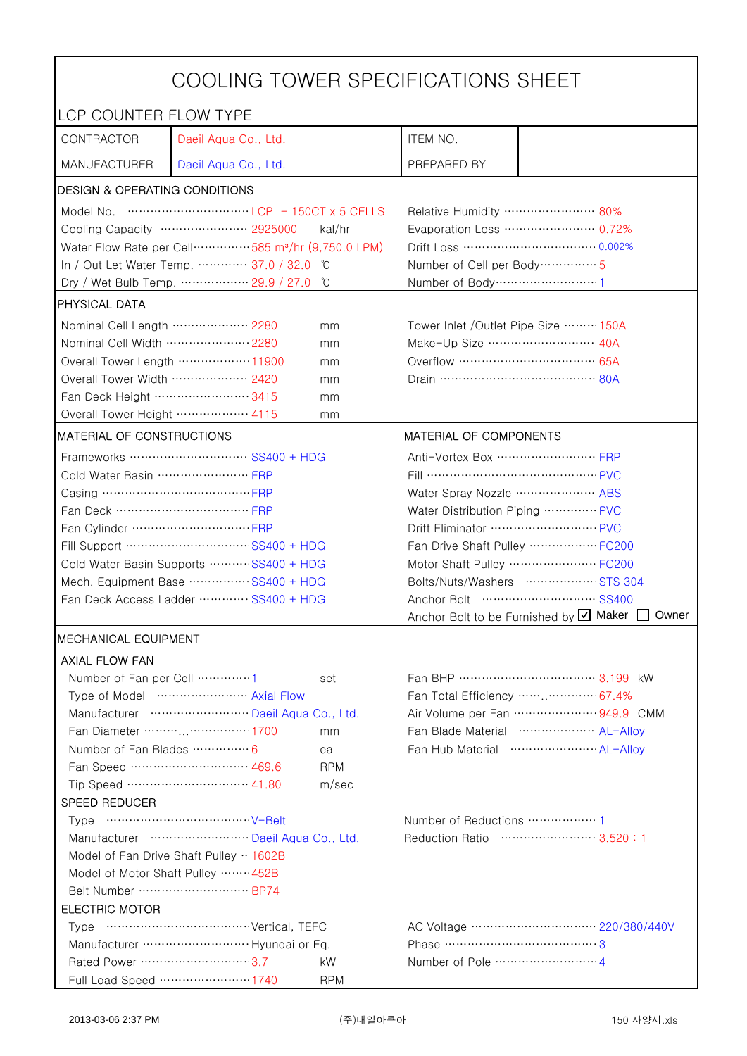# COOLING TOWER SPECIFICATIONS SHEET

LCP COUNTER FLOW TYPE

| | | | |
|---|---|---|---|
| CONTRACTOR | Daeil Aqua Co., Ltd. | ITEM NO. | |
| MANUFACTURER | Daeil Aqua Co., Ltd. | PREPARED BY | |

## DESIGN & OPERATING CONDITIONS

| | | | |
|---|---|---|---|
| Model No. | LCP - 150CT x 5 CELLS | Relative Humidity | 80% |
| Cooling Capacity | 2925000 kal/hr | Evaporation Loss | 0.72% |
| Water Flow Rate per Cell | 585 m³/hr (9,750.0 LPM) | Drift Loss | 0.002% |
| In / Out Let Water Temp. | 37.0 / 32.0 ℃ | Number of Cell per Body | 5 |
| Dry / Wet Bulb Temp. | 29.9 / 27.0 ℃ | Number of Body | 1 |

## PHYSICAL DATA

| | | | |
|---|---|---|---|
| Nominal Cell Length | 2280 mm | Tower Inlet /Outlet Pipe Size | 150A |
| Nominal Cell Width | 2280 mm | Make-Up Size | 40A |
| Overall Tower Length | 11900 mm | Overflow | 65A |
| Overall Tower Width | 2420 mm | Drain | 80A |
| Fan Deck Height | 3415 mm | | |
| Overall Tower Height | 4115 mm | | |

## MATERIAL OF CONSTRUCTIONS / MATERIAL OF COMPONENTS

| MATERIAL OF CONSTRUCTIONS | | MATERIAL OF COMPONENTS | |
|---|---|---|---|
| Frameworks | SS400 + HDG | Anti-Vortex Box | FRP |
| Cold Water Basin | FRP | Fill | PVC |
| Casing | FRP | Water Spray Nozzle | ABS |
| Fan Deck | FRP | Water Distribution Piping | PVC |
| Fan Cylinder | FRP | Drift Eliminator | PVC |
| Fill Support | SS400 + HDG | Fan Drive Shaft Pulley | FC200 |
| Cold Water Basin Supports | SS400 + HDG | Motor Shaft Pulley | FC200 |
| Mech. Equipment Base | SS400 + HDG | Bolts/Nuts/Washers | STS 304 |
| Fan Deck Access Ladder | SS400 + HDG | Anchor Bolt | SS400 |
| | | Anchor Bolt to be Furnished by | ☑ Maker ☐ Owner |

## MECHANICAL EQUIPMENT

### AXIAL FLOW FAN

| | | | |
|---|---|---|---|
| Number of Fan per Cell | 1 set | Fan BHP | 3.199 kW |
| Type of Model | Axial Flow | Fan Total Efficiency | 67.4% |
| Manufacturer | Daeil Aqua Co., Ltd. | Air Volume per Fan | 949.9 CMM |
| Fan Diameter | 1700 mm | Fan Blade Material | AL-Alloy |
| Number of Fan Blades | 6 ea | Fan Hub Material | AL-Alloy |
| Fan Speed | 469.6 RPM | | |
| Tip Speed | 41.80 m/sec | | |

### SPEED REDUCER

| | | | |
|---|---|---|---|
| Type | V-Belt | Number of Reductions | 1 |
| Manufacturer | Daeil Aqua Co., Ltd. | Reduction Ratio | 3.520 : 1 |
| Model of Fan Drive Shaft Pulley | 1602B | | |
| Model of Motor Shaft Pulley | 452B | | |
| Belt Number | BP74 | | |

### ELECTRIC MOTOR

| | | | |
|---|---|---|---|
| Type | Vertical, TEFC | AC Voltage | 220/380/440V |
| Manufacturer | Hyundai or Eq. | Phase | 3 |
| Rated Power | 3.7 kW | Number of Pole | 4 |
| Full Load Speed | 1740 RPM | | |

2013-03-06 2:37 PM (주)대일아쿠아 150 사양서.xls